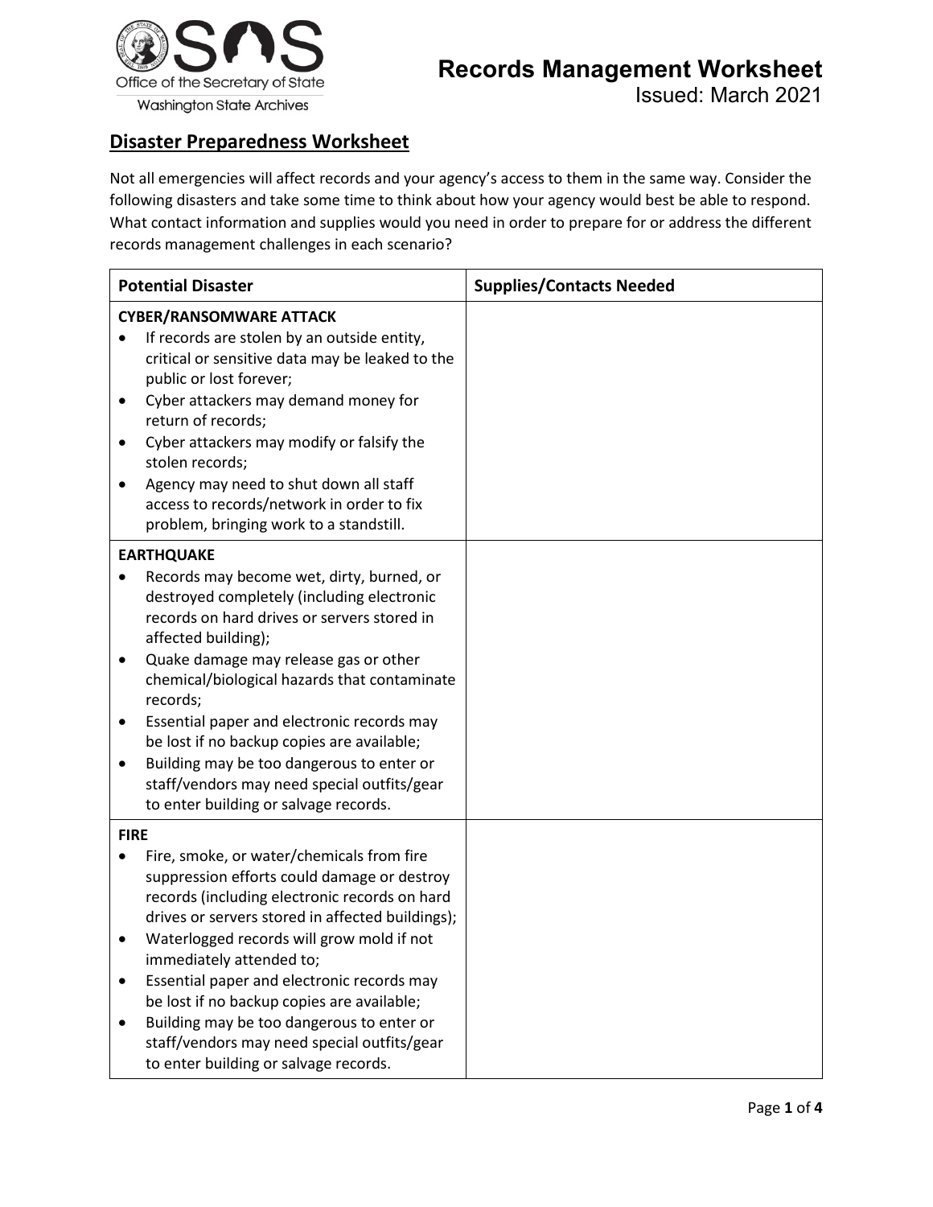Office of the Secretary of State
Washington State Archives

# Records Management Worksheet

Issued: March 2021

## Disaster Preparedness Worksheet

Not all emergencies will affect records and your agency's access to them in the same way. Consider the following disasters and take some time to think about how your agency would best be able to respond. What contact information and supplies would you need in order to prepare for or address the different records management challenges in each scenario?

| Potential Disaster | Supplies/Contacts Needed |
|---|---|
| **CYBER/RANSOMWARE ATTACK**<br>• If records are stolen by an outside entity, critical or sensitive data may be leaked to the public or lost forever;<br>• Cyber attackers may demand money for return of records;<br>• Cyber attackers may modify or falsify the stolen records;<br>• Agency may need to shut down all staff access to records/network in order to fix problem, bringing work to a standstill. | |
| **EARTHQUAKE**<br>• Records may become wet, dirty, burned, or destroyed completely (including electronic records on hard drives or servers stored in affected building);<br>• Quake damage may release gas or other chemical/biological hazards that contaminate records;<br>• Essential paper and electronic records may be lost if no backup copies are available;<br>• Building may be too dangerous to enter or staff/vendors may need special outfits/gear to enter building or salvage records. | |
| **FIRE**<br>• Fire, smoke, or water/chemicals from fire suppression efforts could damage or destroy records (including electronic records on hard drives or servers stored in affected buildings);<br>• Waterlogged records will grow mold if not immediately attended to;<br>• Essential paper and electronic records may be lost if no backup copies are available;<br>• Building may be too dangerous to enter or staff/vendors may need special outfits/gear to enter building or salvage records. | |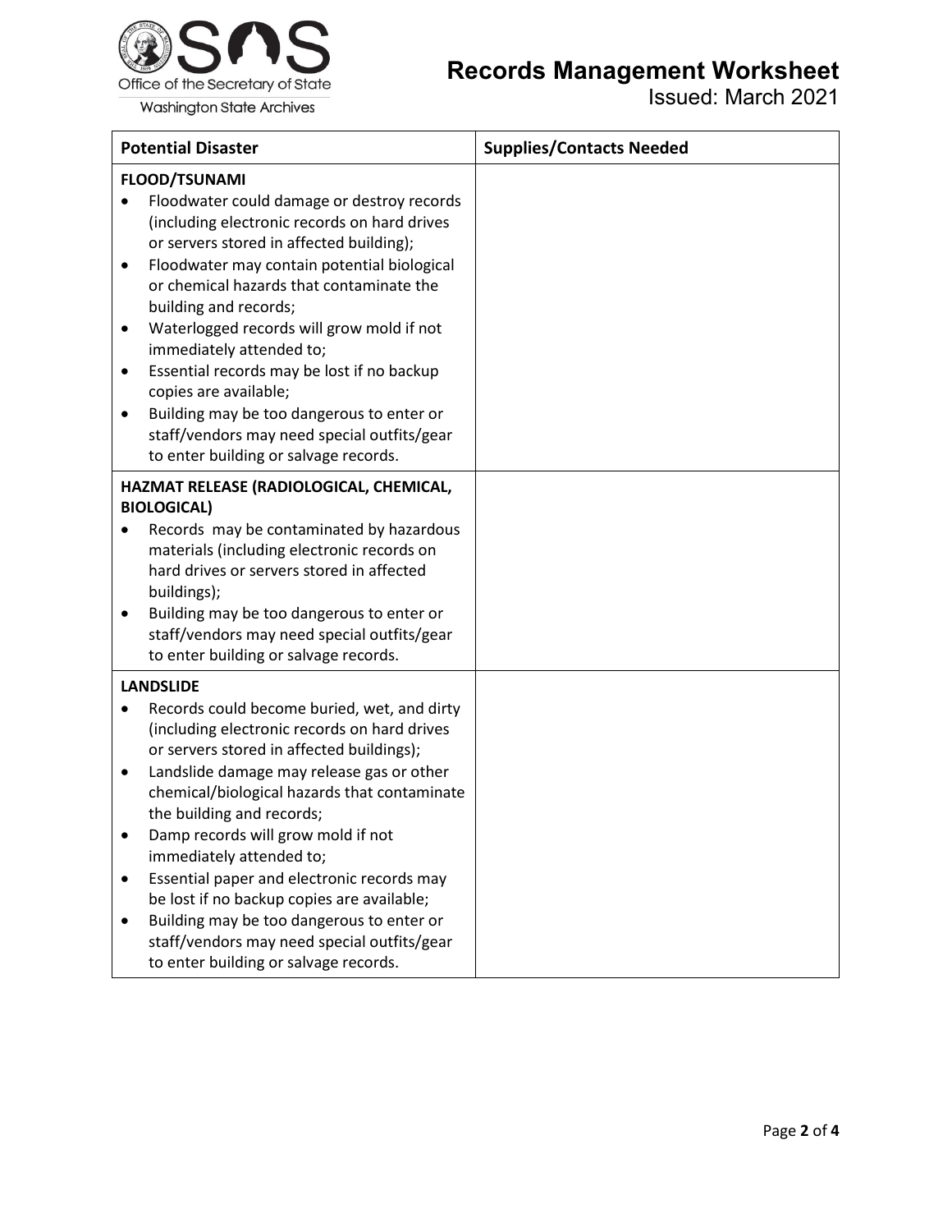| Potential Disaster | Supplies/Contacts Needed |
|---|---|
| **FLOOD/TSUNAMI**<br>• Floodwater could damage or destroy records (including electronic records on hard drives or servers stored in affected building);<br>• Floodwater may contain potential biological or chemical hazards that contaminate the building and records;<br>• Waterlogged records will grow mold if not immediately attended to;<br>• Essential records may be lost if no backup copies are available;<br>• Building may be too dangerous to enter or staff/vendors may need special outfits/gear to enter building or salvage records. | |
| **HAZMAT RELEASE (RADIOLOGICAL, CHEMICAL, BIOLOGICAL)**<br>• Records may be contaminated by hazardous materials (including electronic records on hard drives or servers stored in affected buildings);<br>• Building may be too dangerous to enter or staff/vendors may need special outfits/gear to enter building or salvage records. | |
| **LANDSLIDE**<br>• Records could become buried, wet, and dirty (including electronic records on hard drives or servers stored in affected buildings);<br>• Landslide damage may release gas or other chemical/biological hazards that contaminate the building and records;<br>• Damp records will grow mold if not immediately attended to;<br>• Essential paper and electronic records may be lost if no backup copies are available;<br>• Building may be too dangerous to enter or staff/vendors may need special outfits/gear to enter building or salvage records. | |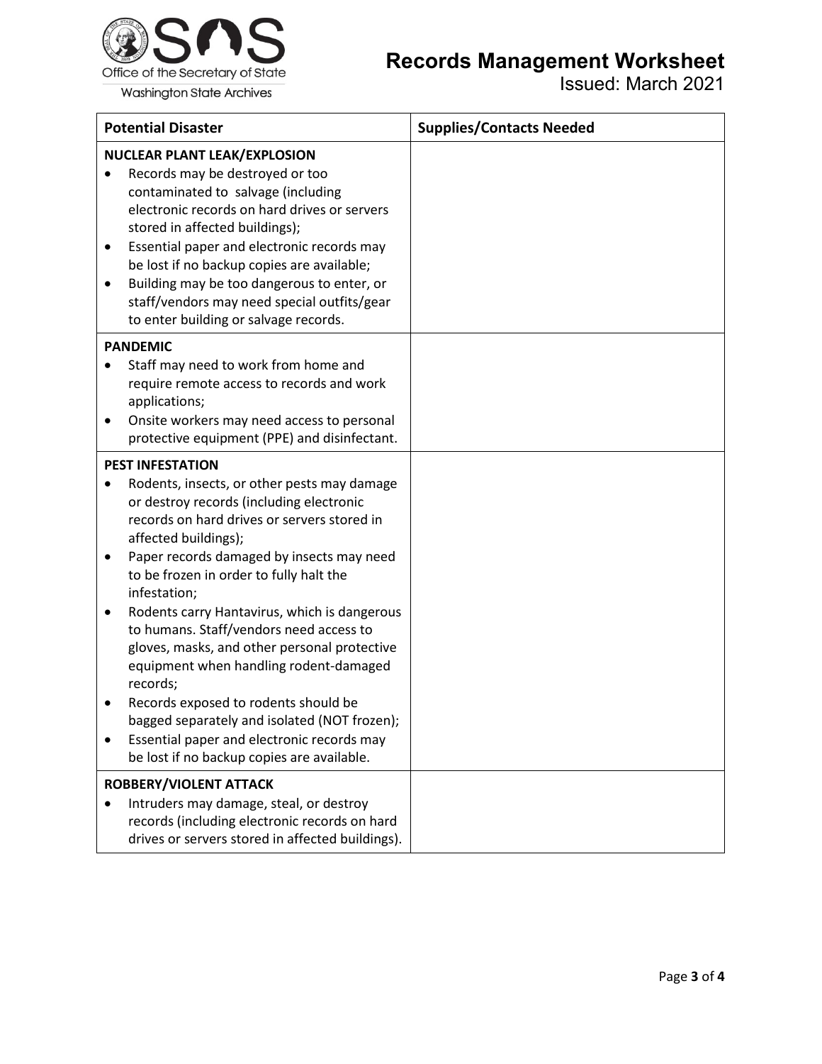| Potential Disaster | Supplies/Contacts Needed |
|---|---|
| **NUCLEAR PLANT LEAK/EXPLOSION**<br>• Records may be destroyed or too contaminated to salvage (including electronic records on hard drives or servers stored in affected buildings);<br>• Essential paper and electronic records may be lost if no backup copies are available;<br>• Building may be too dangerous to enter, or staff/vendors may need special outfits/gear to enter building or salvage records. | |
| **PANDEMIC**<br>• Staff may need to work from home and require remote access to records and work applications;<br>• Onsite workers may need access to personal protective equipment (PPE) and disinfectant. | |
| **PEST INFESTATION**<br>• Rodents, insects, or other pests may damage or destroy records (including electronic records on hard drives or servers stored in affected buildings);<br>• Paper records damaged by insects may need to be frozen in order to fully halt the infestation;<br>• Rodents carry Hantavirus, which is dangerous to humans. Staff/vendors need access to gloves, masks, and other personal protective equipment when handling rodent-damaged records;<br>• Records exposed to rodents should be bagged separately and isolated (NOT frozen);<br>• Essential paper and electronic records may be lost if no backup copies are available. | |
| **ROBBERY/VIOLENT ATTACK**<br>• Intruders may damage, steal, or destroy records (including electronic records on hard drives or servers stored in affected buildings). | |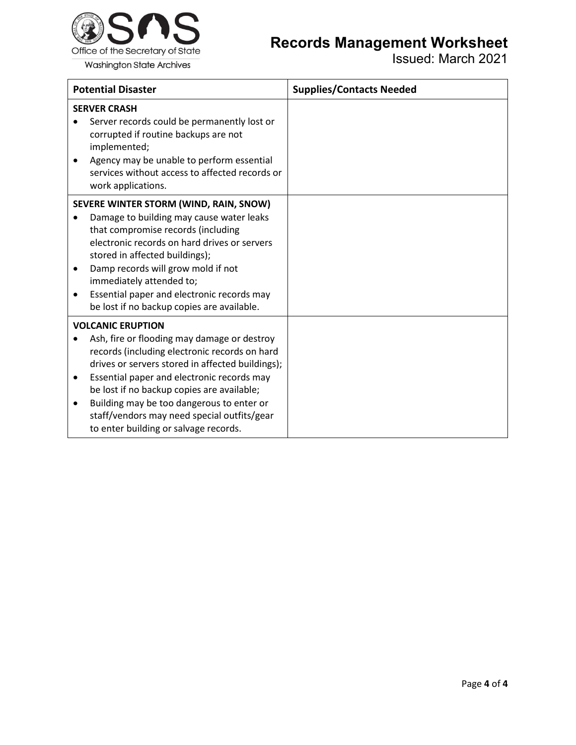| Potential Disaster | Supplies/Contacts Needed |
| --- | --- |
| **SERVER CRASH**<br>• Server records could be permanently lost or corrupted if routine backups are not implemented;<br>• Agency may be unable to perform essential services without access to affected records or work applications. | |
| **SEVERE WINTER STORM (WIND, RAIN, SNOW)**<br>• Damage to building may cause water leaks that compromise records (including electronic records on hard drives or servers stored in affected buildings);<br>• Damp records will grow mold if not immediately attended to;<br>• Essential paper and electronic records may be lost if no backup copies are available. | |
| **VOLCANIC ERUPTION**<br>• Ash, fire or flooding may damage or destroy records (including electronic records on hard drives or servers stored in affected buildings);<br>• Essential paper and electronic records may be lost if no backup copies are available;<br>• Building may be too dangerous to enter or staff/vendors may need special outfits/gear to enter building or salvage records. | |